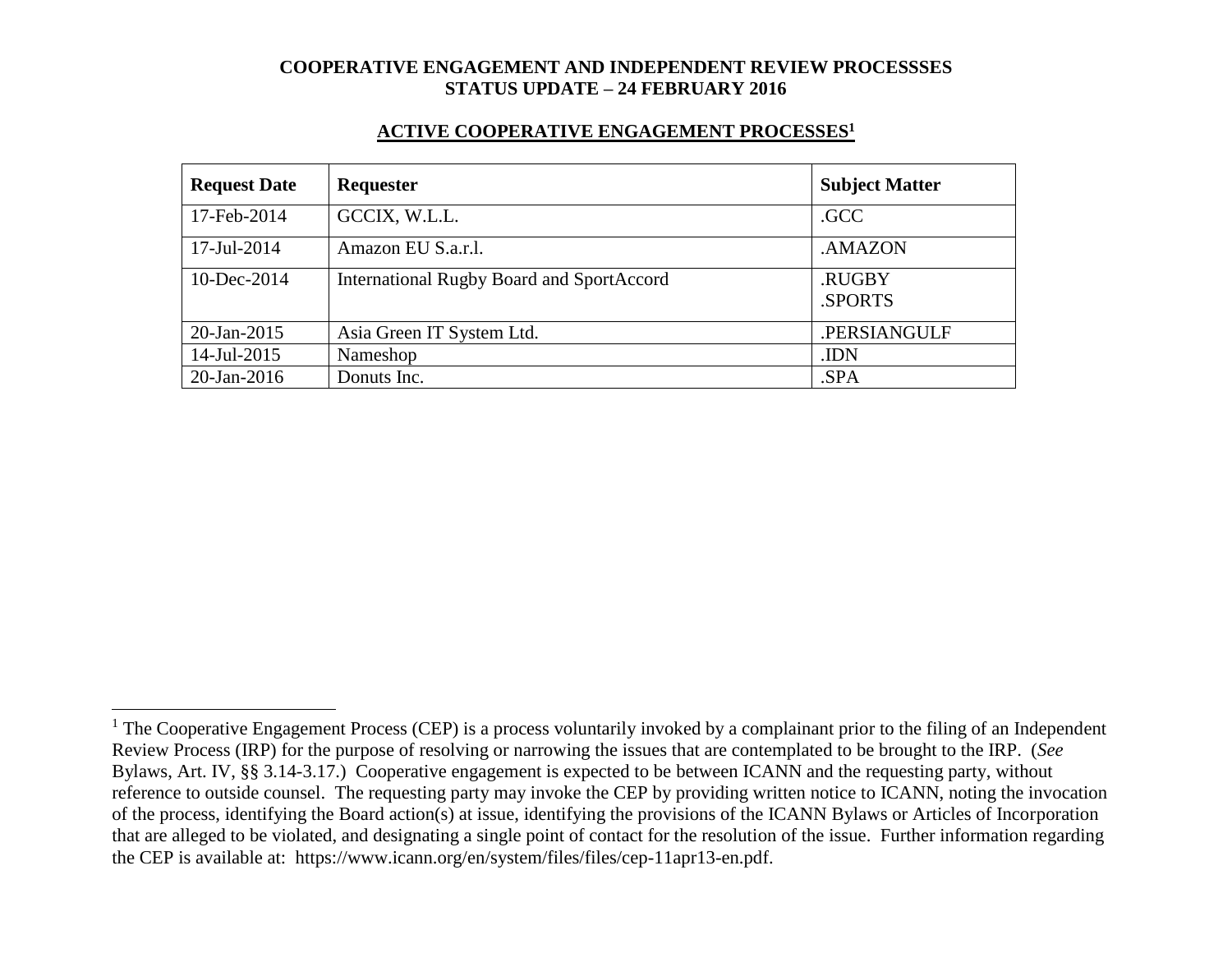**COOPERATIVE ENGAGEMENT AND INDEPENDENT REVIEW PROCESSSES**
**STATUS UPDATE – 24 FEBRUARY 2016**

## ACTIVE COOPERATIVE ENGAGEMENT PROCESSES[1]

| Request Date | Requester | Subject Matter |
|---|---|---|
| 17-Feb-2014 | GCCIX, W.L.L. | .GCC |
| 17-Jul-2014 | Amazon EU S.a.r.l. | .AMAZON |
| 10-Dec-2014 | International Rugby Board and SportAccord | .RUGBY<br>.SPORTS |
| 20-Jan-2015 | Asia Green IT System Ltd. | .PERSIANGULF |
| 14-Jul-2015 | Nameshop | .IDN |
| 20-Jan-2016 | Donuts Inc. | .SPA |

[1] The Cooperative Engagement Process (CEP) is a process voluntarily invoked by a complainant prior to the filing of an Independent Review Process (IRP) for the purpose of resolving or narrowing the issues that are contemplated to be brought to the IRP. (*See* Bylaws, Art. IV, §§ 3.14-3.17.) Cooperative engagement is expected to be between ICANN and the requesting party, without reference to outside counsel. The requesting party may invoke the CEP by providing written notice to ICANN, noting the invocation of the process, identifying the Board action(s) at issue, identifying the provisions of the ICANN Bylaws or Articles of Incorporation that are alleged to be violated, and designating a single point of contact for the resolution of the issue. Further information regarding the CEP is available at: https://www.icann.org/en/system/files/files/cep-11apr13-en.pdf.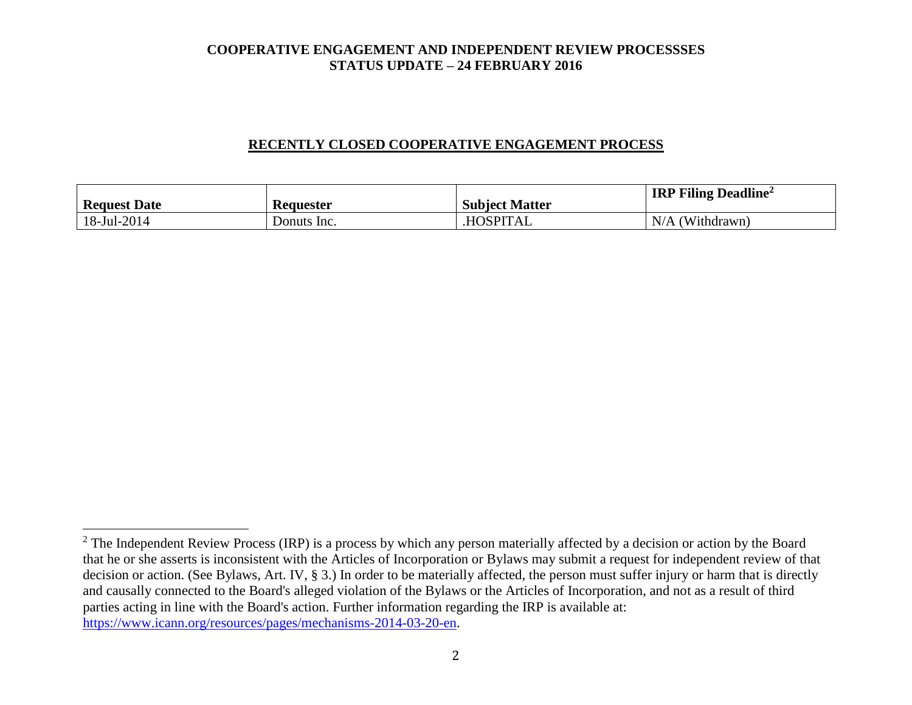**COOPERATIVE ENGAGEMENT AND INDEPENDENT REVIEW PROCESSSES**
**STATUS UPDATE – 24 FEBRUARY 2016**

## RECENTLY CLOSED COOPERATIVE ENGAGEMENT PROCESS

| Request Date | Requester | Subject Matter | IRP Filing Deadline[2] |
|---|---|---|---|
| 18-Jul-2014 | Donuts Inc. | .HOSPITAL | N/A (Withdrawn) |

[2] The Independent Review Process (IRP) is a process by which any person materially affected by a decision or action by the Board that he or she asserts is inconsistent with the Articles of Incorporation or Bylaws may submit a request for independent review of that decision or action. (See Bylaws, Art. IV, § 3.) In order to be materially affected, the person must suffer injury or harm that is directly and causally connected to the Board's alleged violation of the Bylaws or the Articles of Incorporation, and not as a result of third parties acting in line with the Board's action. Further information regarding the IRP is available at: https://www.icann.org/resources/pages/mechanisms-2014-03-20-en.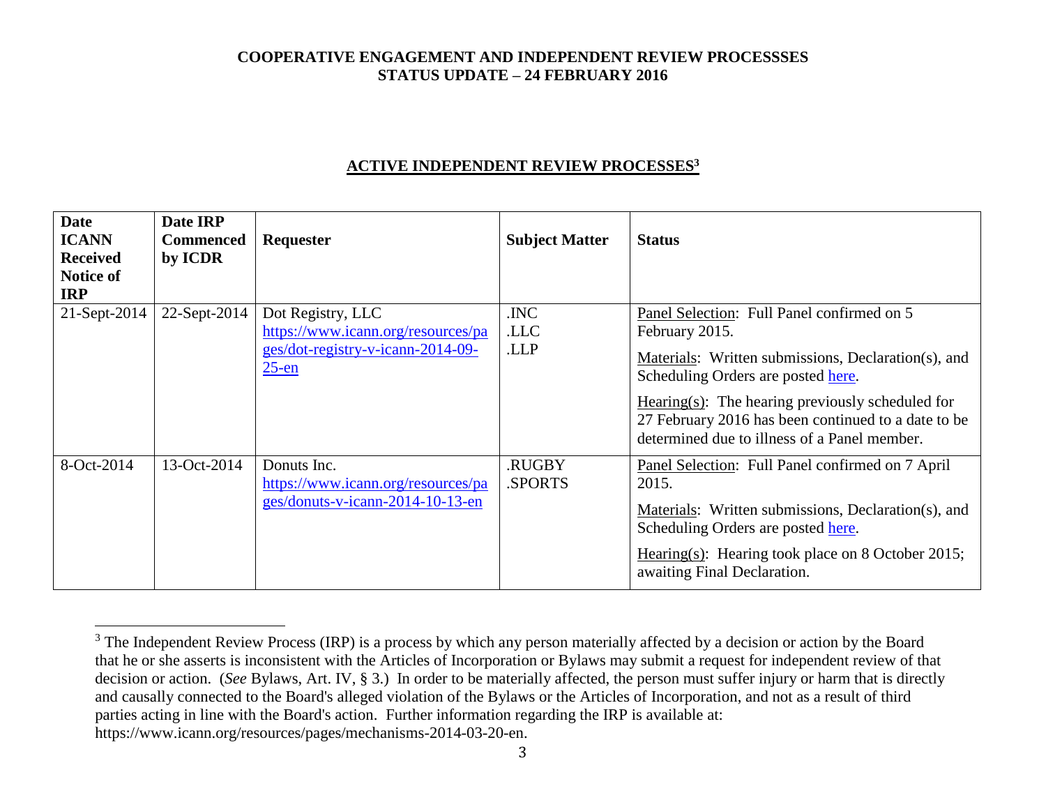**COOPERATIVE ENGAGEMENT AND INDEPENDENT REVIEW PROCESSSES**
**STATUS UPDATE – 24 FEBRUARY 2016**

## ACTIVE INDEPENDENT REVIEW PROCESSES[3]

| Date ICANN Received Notice of IRP | Date IRP Commenced by ICDR | Requester | Subject Matter | Status |
|---|---|---|---|---|
| 21-Sept-2014 | 22-Sept-2014 | Dot Registry, LLC https://www.icann.org/resources/pages/dot-registry-v-icann-2014-09-25-en | .INC .LLC .LLP | Panel Selection: Full Panel confirmed on 5 February 2015. Materials: Written submissions, Declaration(s), and Scheduling Orders are posted here. Hearing(s): The hearing previously scheduled for 27 February 2016 has been continued to a date to be determined due to illness of a Panel member. |
| 8-Oct-2014 | 13-Oct-2014 | Donuts Inc. https://www.icann.org/resources/pages/donuts-v-icann-2014-10-13-en | .RUGBY .SPORTS | Panel Selection: Full Panel confirmed on 7 April 2015. Materials: Written submissions, Declaration(s), and Scheduling Orders are posted here. Hearing(s): Hearing took place on 8 October 2015; awaiting Final Declaration. |

[3] The Independent Review Process (IRP) is a process by which any person materially affected by a decision or action by the Board that he or she asserts is inconsistent with the Articles of Incorporation or Bylaws may submit a request for independent review of that decision or action. (*See* Bylaws, Art. IV, § 3.) In order to be materially affected, the person must suffer injury or harm that is directly and causally connected to the Board's alleged violation of the Bylaws or the Articles of Incorporation, and not as a result of third parties acting in line with the Board's action. Further information regarding the IRP is available at: https://www.icann.org/resources/pages/mechanisms-2014-03-20-en.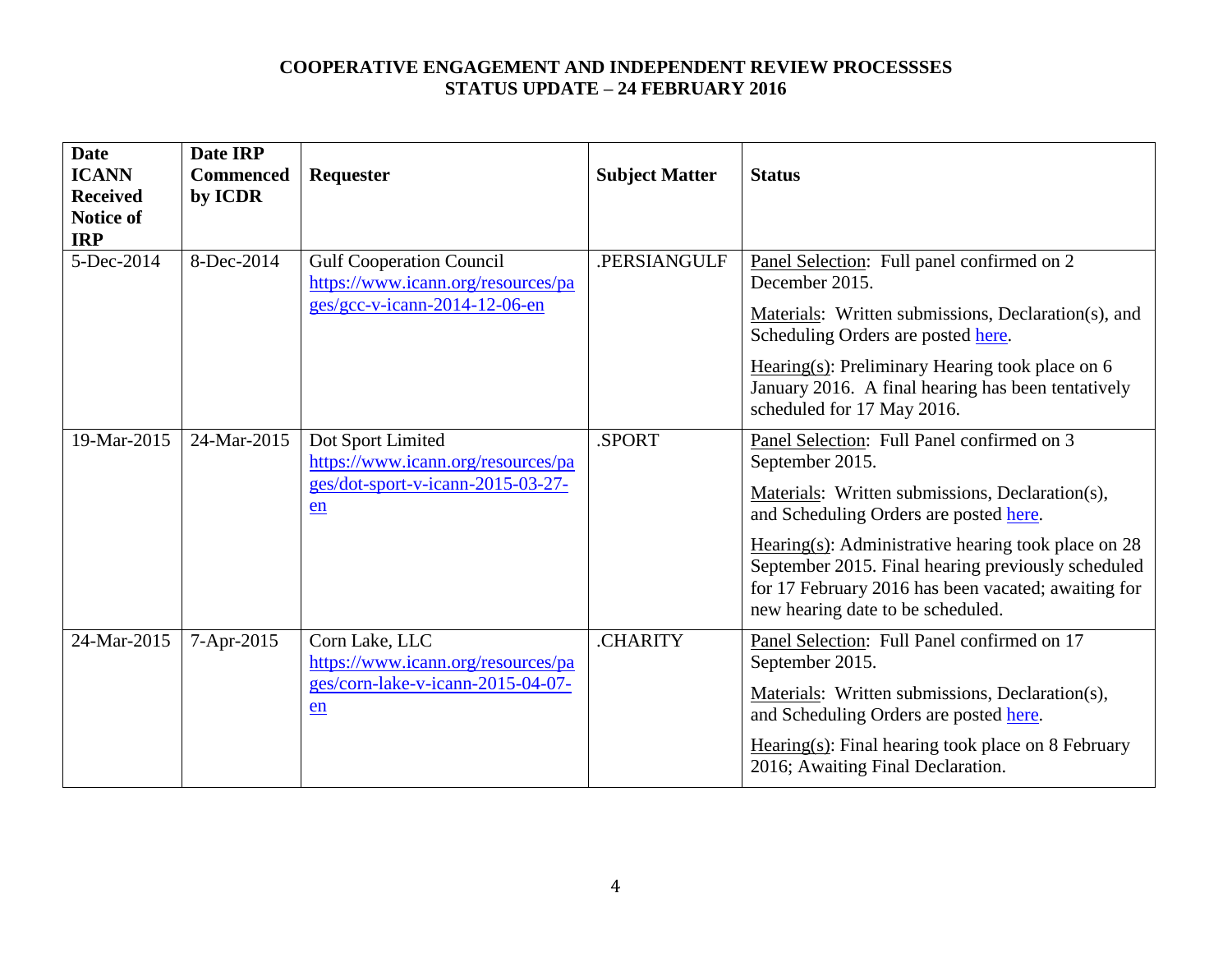**COOPERATIVE ENGAGEMENT AND INDEPENDENT REVIEW PROCESSSES**
**STATUS UPDATE – 24 FEBRUARY 2016**

| Date ICANN Received Notice of IRP | Date IRP Commenced by ICDR | Requester | Subject Matter | Status |
|---|---|---|---|---|
| 5-Dec-2014 | 8-Dec-2014 | Gulf Cooperation Council https://www.icann.org/resources/pages/gcc-v-icann-2014-12-06-en | .PERSIANGULF | Panel Selection: Full panel confirmed on 2 December 2015.<br><br>Materials: Written submissions, Declaration(s), and Scheduling Orders are posted here.<br><br>Hearing(s): Preliminary Hearing took place on 6 January 2016. A final hearing has been tentatively scheduled for 17 May 2016. |
| 19-Mar-2015 | 24-Mar-2015 | Dot Sport Limited https://www.icann.org/resources/pages/dot-sport-v-icann-2015-03-27-en | .SPORT | Panel Selection: Full Panel confirmed on 3 September 2015.<br><br>Materials: Written submissions, Declaration(s), and Scheduling Orders are posted here.<br><br>Hearing(s): Administrative hearing took place on 28 September 2015. Final hearing previously scheduled for 17 February 2016 has been vacated; awaiting for new hearing date to be scheduled. |
| 24-Mar-2015 | 7-Apr-2015 | Corn Lake, LLC https://www.icann.org/resources/pages/corn-lake-v-icann-2015-04-07-en | .CHARITY | Panel Selection: Full Panel confirmed on 17 September 2015.<br><br>Materials: Written submissions, Declaration(s), and Scheduling Orders are posted here.<br><br>Hearing(s): Final hearing took place on 8 February 2016; Awaiting Final Declaration. |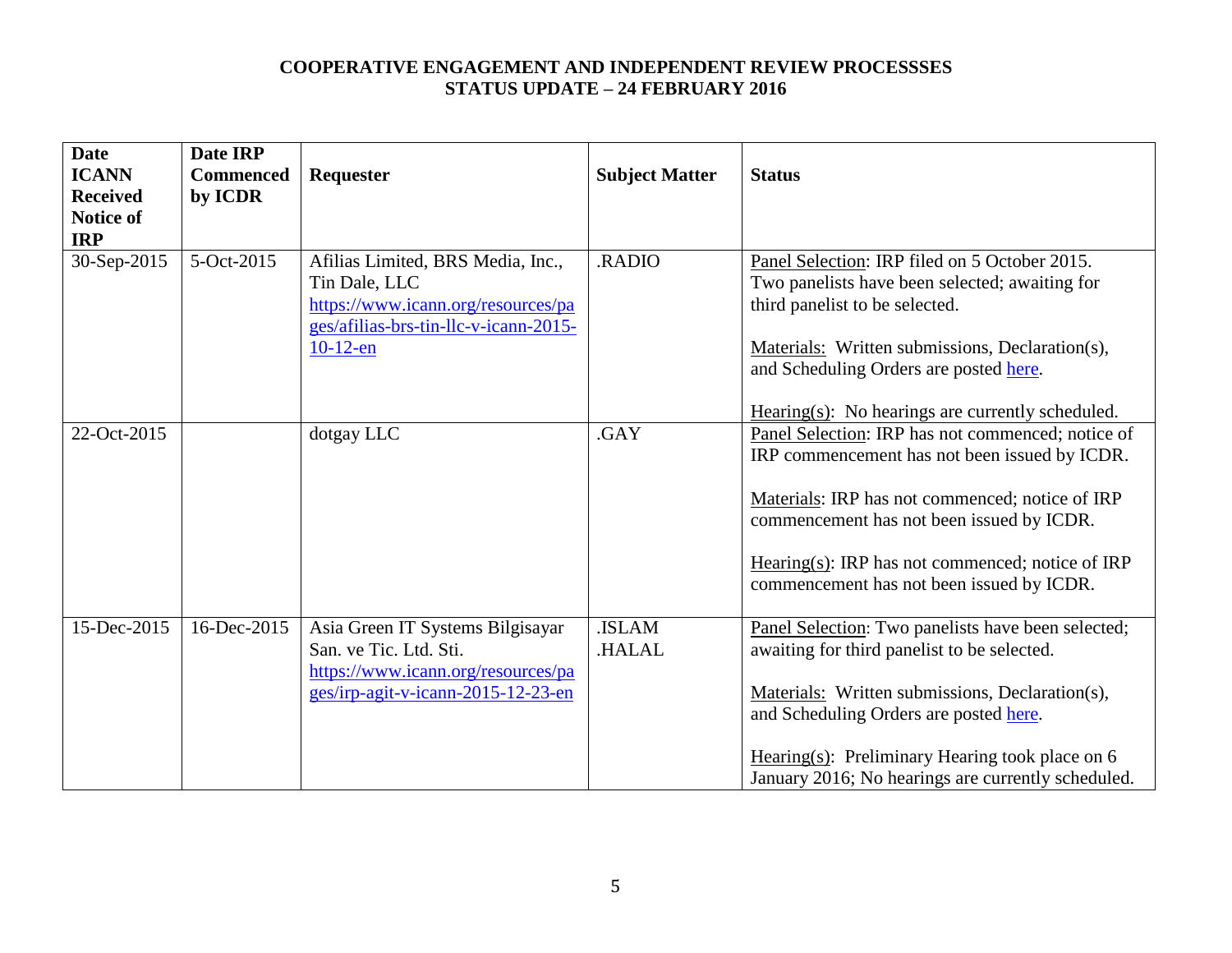**COOPERATIVE ENGAGEMENT AND INDEPENDENT REVIEW PROCESSSES**
**STATUS UPDATE – 24 FEBRUARY 2016**

| Date ICANN Received Notice of IRP | Date IRP Commenced by ICDR | Requester | Subject Matter | Status |
|---|---|---|---|---|
| 30-Sep-2015 | 5-Oct-2015 | Afilias Limited, BRS Media, Inc., Tin Dale, LLC https://www.icann.org/resources/pages/afilias-brs-tin-llc-v-icann-2015-10-12-en | .RADIO | Panel Selection: IRP filed on 5 October 2015. Two panelists have been selected; awaiting for third panelist to be selected.<br><br>Materials: Written submissions, Declaration(s), and Scheduling Orders are posted here.<br><br>Hearing(s): No hearings are currently scheduled. |
| 22-Oct-2015 | | dotgay LLC | .GAY | Panel Selection: IRP has not commenced; notice of IRP commencement has not been issued by ICDR.<br><br>Materials: IRP has not commenced; notice of IRP commencement has not been issued by ICDR.<br><br>Hearing(s): IRP has not commenced; notice of IRP commencement has not been issued by ICDR. |
| 15-Dec-2015 | 16-Dec-2015 | Asia Green IT Systems Bilgisayar San. ve Tic. Ltd. Sti. https://www.icann.org/resources/pages/irp-agit-v-icann-2015-12-23-en | .ISLAM .HALAL | Panel Selection: Two panelists have been selected; awaiting for third panelist to be selected.<br><br>Materials: Written submissions, Declaration(s), and Scheduling Orders are posted here.<br><br>Hearing(s): Preliminary Hearing took place on 6 January 2016; No hearings are currently scheduled. |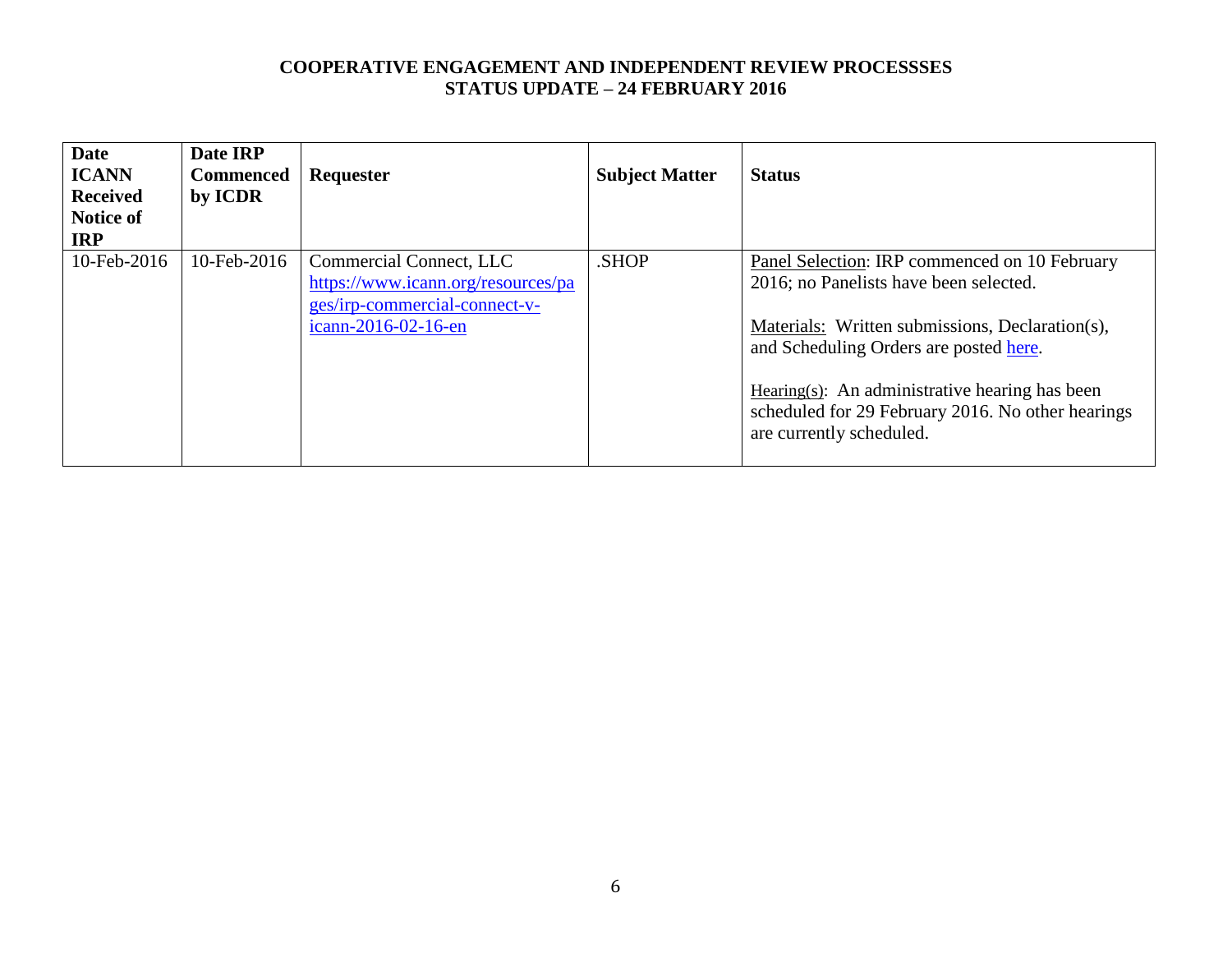**COOPERATIVE ENGAGEMENT AND INDEPENDENT REVIEW PROCESSSES**
**STATUS UPDATE – 24 FEBRUARY 2016**

| Date ICANN Received Notice of IRP | Date IRP Commenced by ICDR | Requester | Subject Matter | Status |
|---|---|---|---|---|
| 10-Feb-2016 | 10-Feb-2016 | Commercial Connect, LLC https://www.icann.org/resources/pages/irp-commercial-connect-v-icann-2016-02-16-en | .SHOP | Panel Selection: IRP commenced on 10 February 2016; no Panelists have been selected.<br><br>Materials: Written submissions, Declaration(s), and Scheduling Orders are posted here.<br><br>Hearing(s): An administrative hearing has been scheduled for 29 February 2016. No other hearings are currently scheduled. |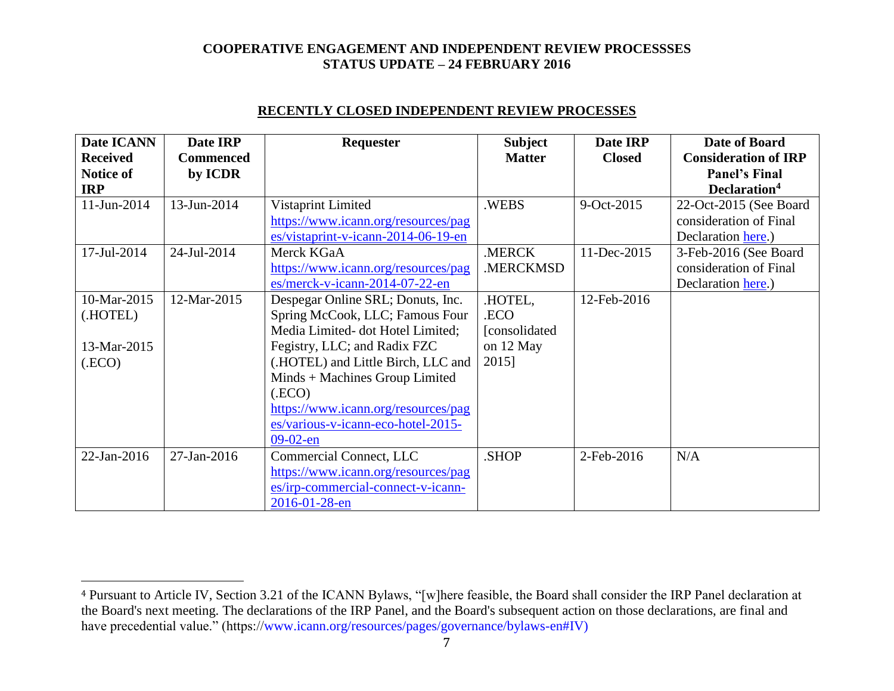**COOPERATIVE ENGAGEMENT AND INDEPENDENT REVIEW PROCESSSES**
**STATUS UPDATE – 24 FEBRUARY 2016**

## RECENTLY CLOSED INDEPENDENT REVIEW PROCESSES

| Date ICANN Received Notice of IRP | Date IRP Commenced by ICDR | Requester | Subject Matter | Date IRP Closed | Date of Board Consideration of IRP Panel's Final Declaration[4] |
|---|---|---|---|---|---|
| 11-Jun-2014 | 13-Jun-2014 | Vistaprint Limited https://www.icann.org/resources/pages/vistaprint-v-icann-2014-06-19-en | .WEBS | 9-Oct-2015 | 22-Oct-2015 (See Board consideration of Final Declaration here.) |
| 17-Jul-2014 | 24-Jul-2014 | Merck KGaA https://www.icann.org/resources/pages/merck-v-icann-2014-07-22-en | .MERCK .MERCKMSD | 11-Dec-2015 | 3-Feb-2016 (See Board consideration of Final Declaration here.) |
| 10-Mar-2015 (.HOTEL) 13-Mar-2015 (.ECO) | 12-Mar-2015 | Despegar Online SRL; Donuts, Inc. Spring McCook, LLC; Famous Four Media Limited- dot Hotel Limited; Fegistry, LLC; and Radix FZC (.HOTEL) and Little Birch, LLC and Minds + Machines Group Limited (.ECO) https://www.icann.org/resources/pages/various-v-icann-eco-hotel-2015-09-02-en | .HOTEL, .ECO [consolidated on 12 May 2015] | 12-Feb-2016 | |
| 22-Jan-2016 | 27-Jan-2016 | Commercial Connect, LLC https://www.icann.org/resources/pages/irp-commercial-connect-v-icann-2016-01-28-en | .SHOP | 2-Feb-2016 | N/A |

---

[4] Pursuant to Article IV, Section 3.21 of the ICANN Bylaws, "[w]here feasible, the Board shall consider the IRP Panel declaration at the Board's next meeting. The declarations of the IRP Panel, and the Board's subsequent action on those declarations, are final and have precedential value." (https://www.icann.org/resources/pages/governance/bylaws-en#IV)